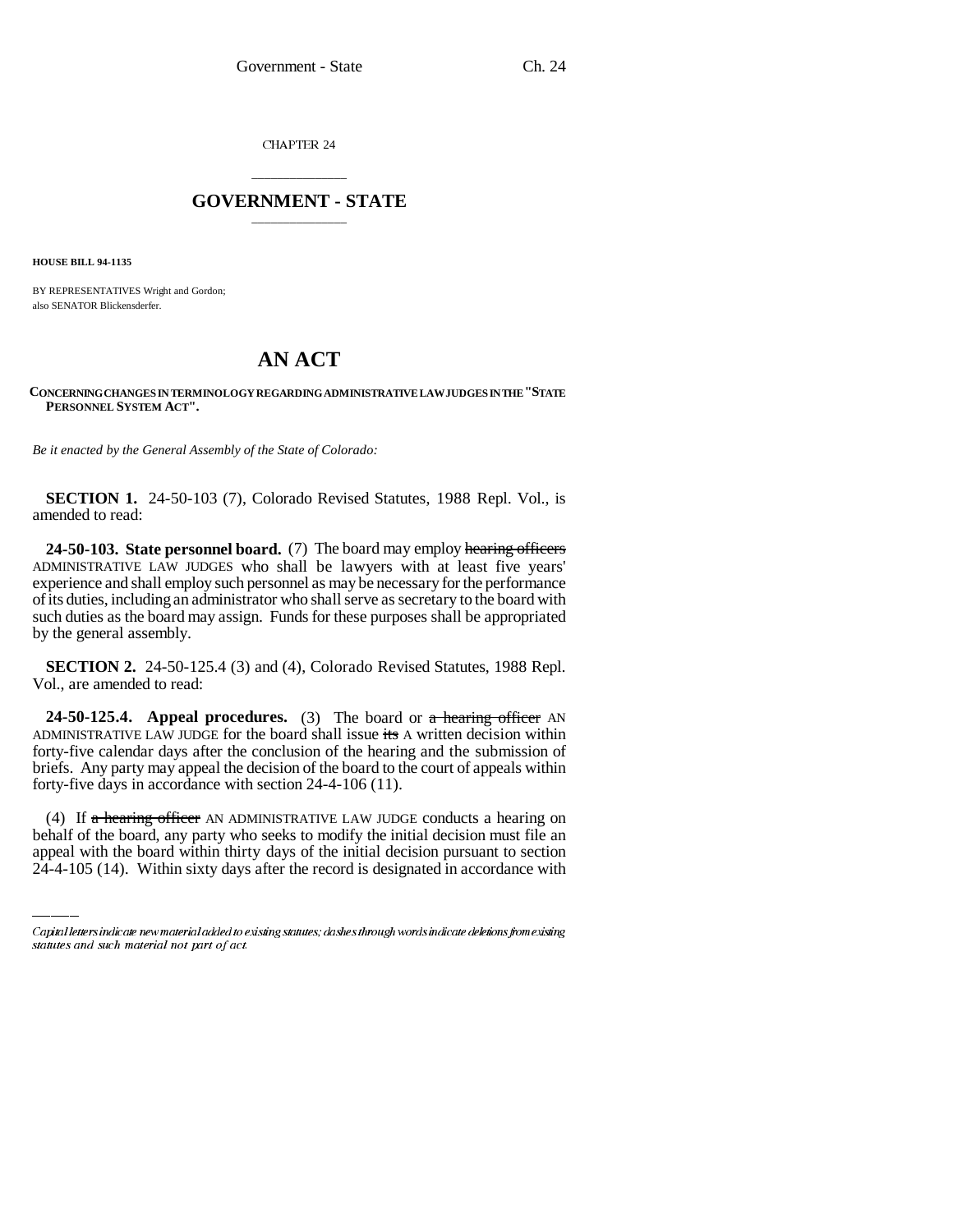CHAPTER 24

# GOVERNMENT - STATE

**HOUSE BILL 94-1135**

BY REPRESENTATIVES Wright and Gordon;
also SENATOR Blickensderfer.

# AN ACT

**CONCERNING CHANGES IN TERMINOLOGY REGARDING ADMINISTRATIVE LAW JUDGES IN THE "STATE PERSONNEL SYSTEM ACT".**

*Be it enacted by the General Assembly of the State of Colorado:*

**SECTION 1.** 24-50-103 (7), Colorado Revised Statutes, 1988 Repl. Vol., is amended to read:

**24-50-103. State personnel board.** (7) The board may employ ~~hearing officers~~ ADMINISTRATIVE LAW JUDGES who shall be lawyers with at least five years' experience and shall employ such personnel as may be necessary for the performance of its duties, including an administrator who shall serve as secretary to the board with such duties as the board may assign. Funds for these purposes shall be appropriated by the general assembly.

**SECTION 2.** 24-50-125.4 (3) and (4), Colorado Revised Statutes, 1988 Repl. Vol., are amended to read:

**24-50-125.4. Appeal procedures.** (3) The board or ~~a hearing officer~~ AN ADMINISTRATIVE LAW JUDGE for the board shall issue ~~its~~ A written decision within forty-five calendar days after the conclusion of the hearing and the submission of briefs. Any party may appeal the decision of the board to the court of appeals within forty-five days in accordance with section 24-4-106 (11).

(4) If ~~a hearing officer~~ AN ADMINISTRATIVE LAW JUDGE conducts a hearing on behalf of the board, any party who seeks to modify the initial decision must file an appeal with the board within thirty days of the initial decision pursuant to section 24-4-105 (14). Within sixty days after the record is designated in accordance with

Capital letters indicate new material added to existing statutes; dashes through words indicate deletions from existing statutes and such material not part of act.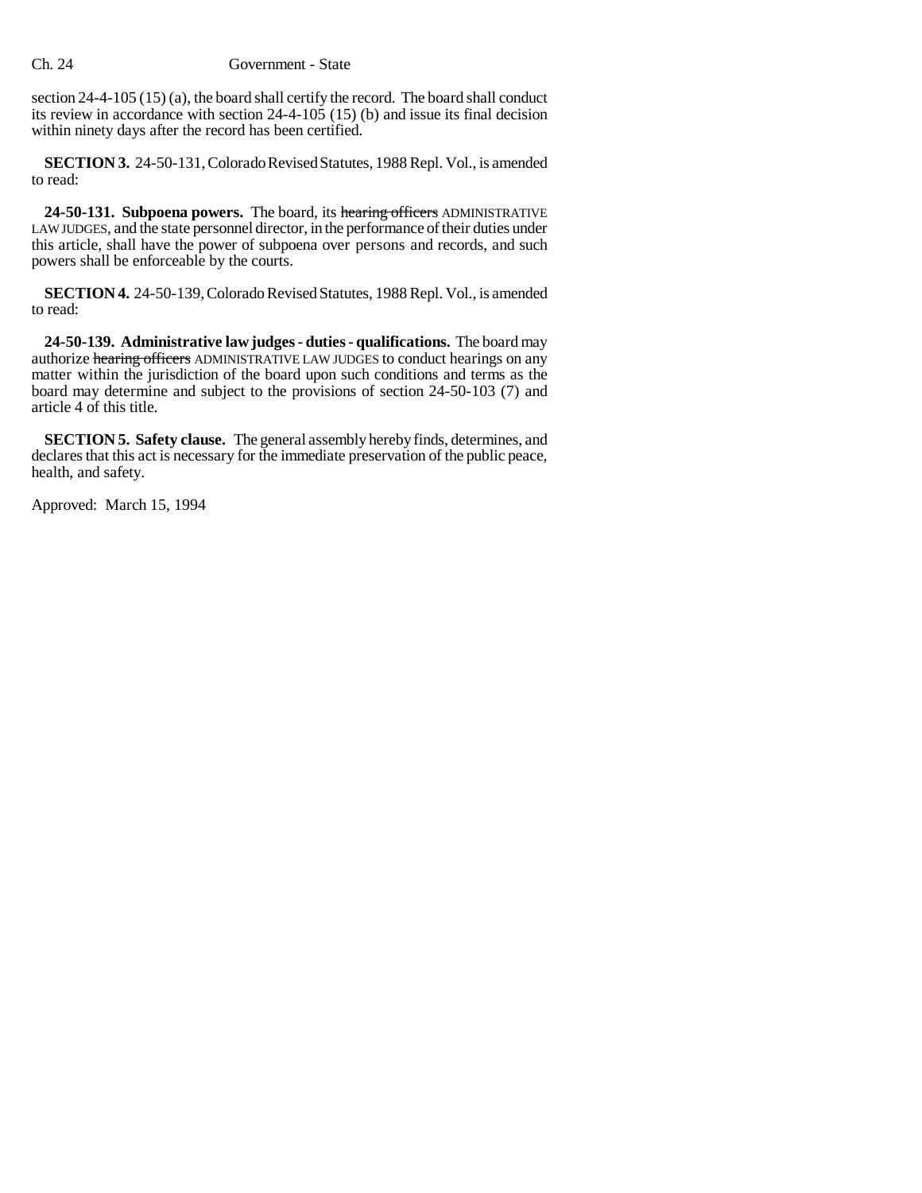section 24-4-105 (15) (a), the board shall certify the record. The board shall conduct its review in accordance with section 24-4-105 (15) (b) and issue its final decision within ninety days after the record has been certified.

**SECTION 3.** 24-50-131, Colorado Revised Statutes, 1988 Repl. Vol., is amended to read:

**24-50-131. Subpoena powers.** The board, its ~~hearing officers~~ ADMINISTRATIVE LAW JUDGES, and the state personnel director, in the performance of their duties under this article, shall have the power of subpoena over persons and records, and such powers shall be enforceable by the courts.

**SECTION 4.** 24-50-139, Colorado Revised Statutes, 1988 Repl. Vol., is amended to read:

**24-50-139. Administrative law judges - duties - qualifications.** The board may authorize ~~hearing officers~~ ADMINISTRATIVE LAW JUDGES to conduct hearings on any matter within the jurisdiction of the board upon such conditions and terms as the board may determine and subject to the provisions of section 24-50-103 (7) and article 4 of this title.

**SECTION 5. Safety clause.** The general assembly hereby finds, determines, and declares that this act is necessary for the immediate preservation of the public peace, health, and safety.

Approved: March 15, 1994